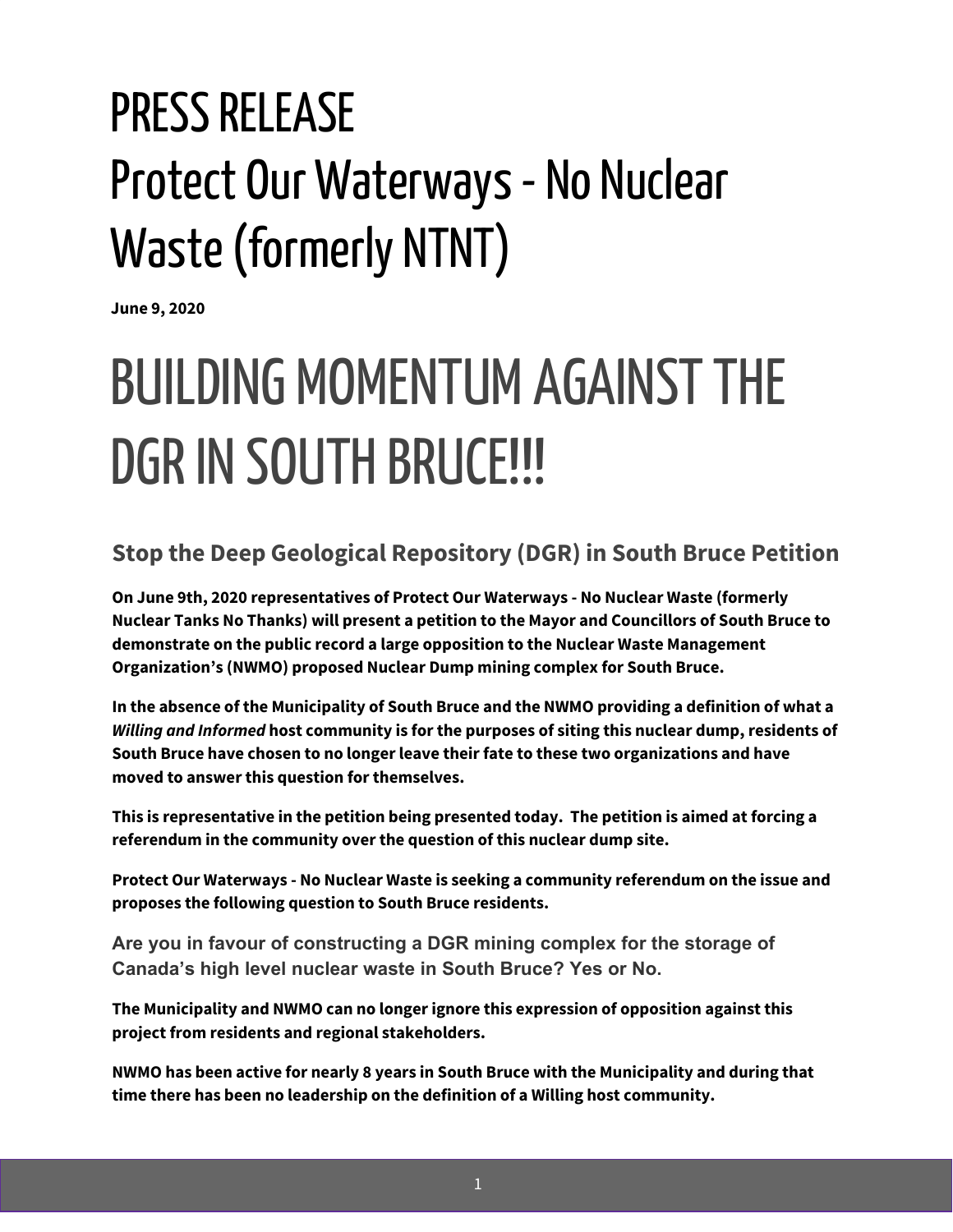# PRESS RELEASE
# Protect Our Waterways - No Nuclear Waste (formerly NTNT)

**June 9, 2020**

# BUILDING MOMENTUM AGAINST THE DGR IN SOUTH BRUCE!!!

## Stop the Deep Geological Repository (DGR) in South Bruce Petition

**On June 9th, 2020 representatives of Protect Our Waterways - No Nuclear Waste (formerly Nuclear Tanks No Thanks) will present a petition to the Mayor and Councillors of South Bruce to demonstrate on the public record a large opposition to the Nuclear Waste Management Organization's (NWMO) proposed Nuclear Dump mining complex for South Bruce.**

**In the absence of the Municipality of South Bruce and the NWMO providing a definition of what a *Willing and Informed* host community is for the purposes of siting this nuclear dump, residents of South Bruce have chosen to no longer leave their fate to these two organizations and have moved to answer this question for themselves.**

**This is representative in the petition being presented today. The petition is aimed at forcing a referendum in the community over the question of this nuclear dump site.**

**Protect Our Waterways - No Nuclear Waste is seeking a community referendum on the issue and proposes the following question to South Bruce residents.**

**Are you in favour of constructing a DGR mining complex for the storage of Canada's high level nuclear waste in South Bruce? Yes or No.**

**The Municipality and NWMO can no longer ignore this expression of opposition against this project from residents and regional stakeholders.**

**NWMO has been active for nearly 8 years in South Bruce with the Municipality and during that time there has been no leadership on the definition of a Willing host community.**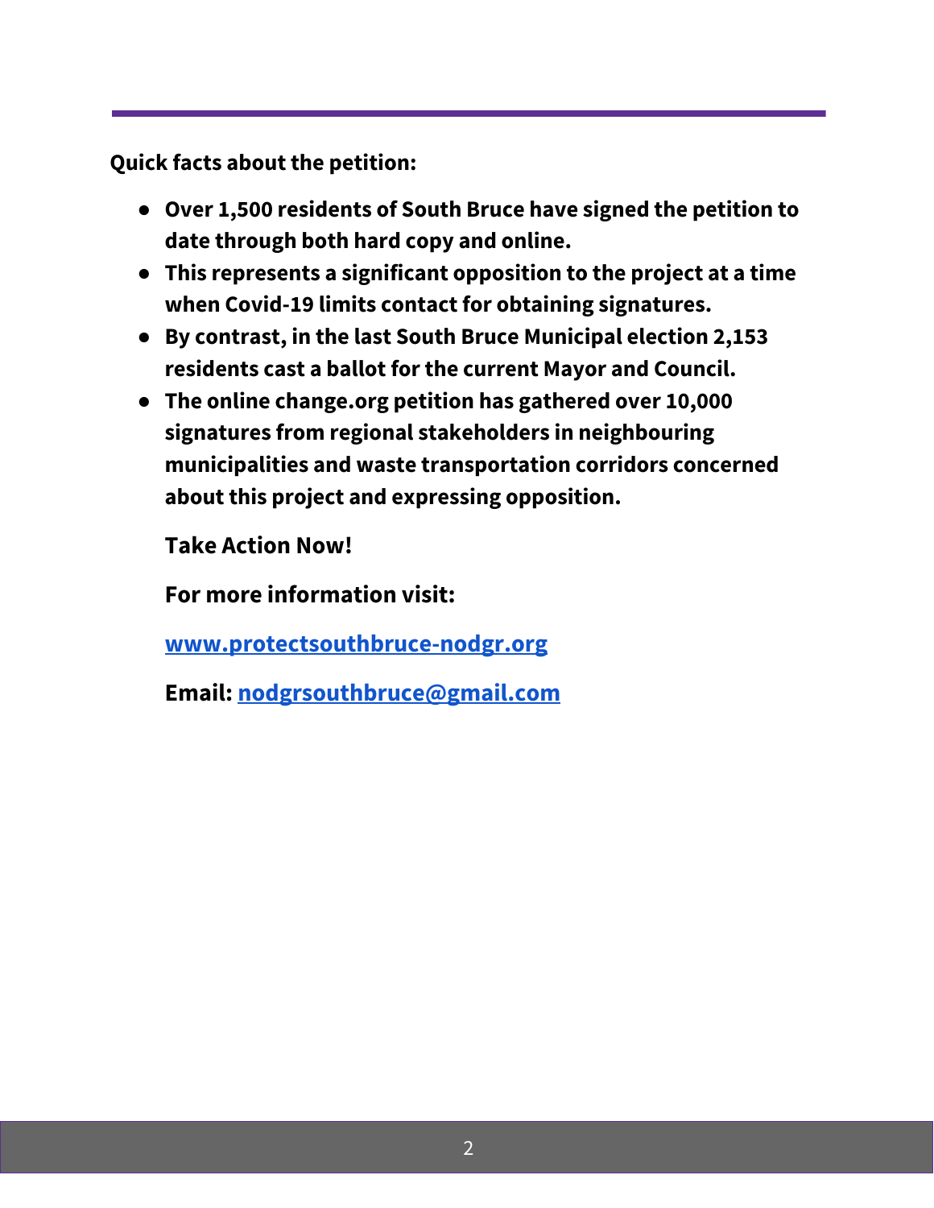**Quick facts about the petition:**

- **Over 1,500 residents of South Bruce have signed the petition to date through both hard copy and online.**
- **This represents a significant opposition to the project at a time when Covid-19 limits contact for obtaining signatures.**
- **By contrast, in the last South Bruce Municipal election 2,153 residents cast a ballot for the current Mayor and Council.**
- **The online change.org petition has gathered over 10,000 signatures from regional stakeholders in neighbouring municipalities and waste transportation corridors concerned about this project and expressing opposition.**

**Take Action Now!**

**For more information visit:**

**[www.protectsouthbruce-nodgr.org](http://www.protectsouthbruce-nodgr.org)**

**Email: [nodgrsouthbruce@gmail.com](mailto:nodgrsouthbruce@gmail.com)**